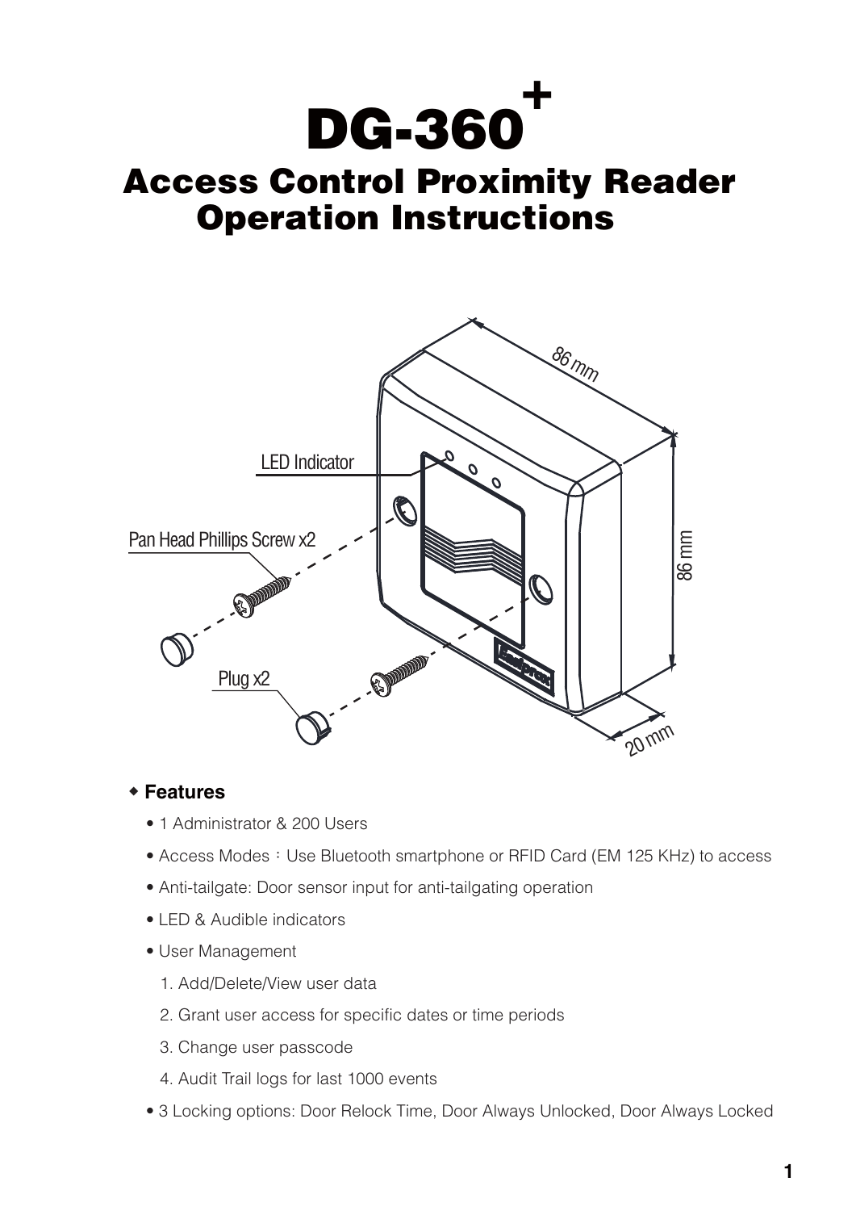# DG-360+

## Access Control Proximity Reader Operation Instructions

LED Indicator

Pan Head Phillips Screw x2

Plug x2

86 mm

86 mm

20 mm

### ◆ Features

- 1 Administrator & 200 Users
- Access Modes：Use Bluetooth smartphone or RFID Card (EM 125 KHz) to access
- Anti-tailgate: Door sensor input for anti-tailgating operation
- LED & Audible indicators
- User Management
  1. Add/Delete/View user data
  2. Grant user access for specific dates or time periods
  3. Change user passcode
  4. Audit Trail logs for last 1000 events
- 3 Locking options: Door Relock Time, Door Always Unlocked, Door Always Locked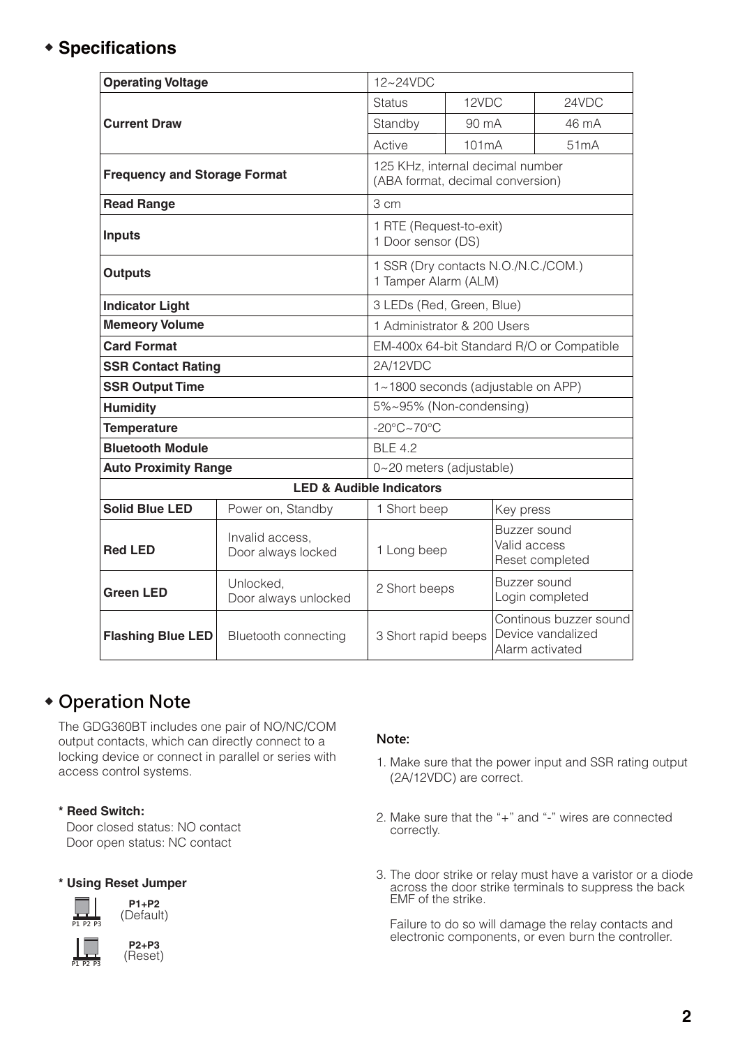## ◆ Specifications

| Operating Voltage | 12~24VDC | | |
|---|---|---|---|
| Current Draw | Status | 12VDC | 24VDC |
| | Standby | 90 mA | 46 mA |
| | Active | 101mA | 51mA |
| Frequency and Storage Format | 125 KHz, internal decimal number (ABA format, decimal conversion) | | |
| Read Range | 3 cm | | |
| Inputs | 1 RTE (Request-to-exit)<br>1 Door sensor (DS) | | |
| Outputs | 1 SSR (Dry contacts N.O./N.C./COM.)<br>1 Tamper Alarm (ALM) | | |
| Indicator Light | 3 LEDs (Red, Green, Blue) | | |
| Memeory Volume | 1 Administrator & 200 Users | | |
| Card Format | EM-400x 64-bit Standard R/O or Compatible | | |
| SSR Contact Rating | 2A/12VDC | | |
| SSR Output Time | 1~1800 seconds (adjustable on APP) | | |
| Humidity | 5%~95% (Non-condensing) | | |
| Temperature | -20°C~70°C | | |
| Bluetooth Module | BLE 4.2 | | |
| Auto Proximity Range | 0~20 meters (adjustable) | | |

**LED & Audible Indicators**

| | | | |
|---|---|---|---|
| **Solid Blue LED** | Power on, Standby | 1 Short beep | Key press |
| **Red LED** | Invalid access,<br>Door always locked | 1 Long beep | Buzzer sound<br>Valid access<br>Reset completed |
| **Green LED** | Unlocked,<br>Door always unlocked | 2 Short beeps | Buzzer sound<br>Login completed |
| **Flashing Blue LED** | Bluetooth connecting | 3 Short rapid beeps | Continous buzzer sound<br>Device vandalized<br>Alarm activated |

## ◆ Operation Note

The GDG360BT includes one pair of NO/NC/COM output contacts, which can directly connect to a locking device or connect in parallel or series with access control systems.

**\* Reed Switch:**

Door closed status: NO contact
Door open status: NC contact

**\* Using Reset Jumper**

**P1+P2**
(Default)

**P2+P3**
(Reset)

**Note:**

1. Make sure that the power input and SSR rating output (2A/12VDC) are correct.
2. Make sure that the "+" and "-" wires are connected correctly.
3. The door strike or relay must have a varistor or a diode across the door strike terminals to suppress the back EMF of the strike.

   Failure to do so will damage the relay contacts and electronic components, or even burn the controller.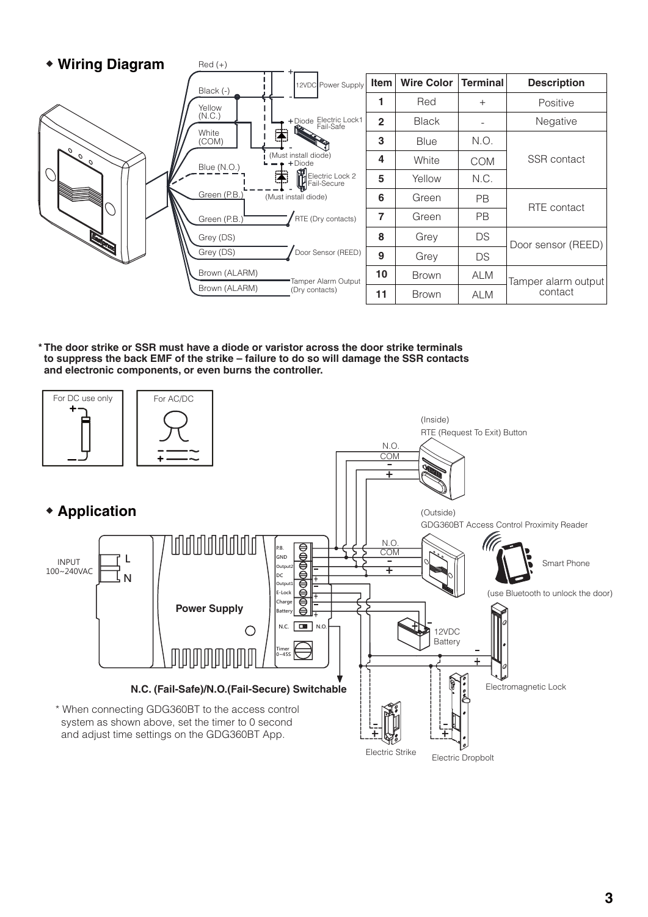## ◆ Wiring Diagram

| Item | Wire Color | Terminal | Description |
|---|---|---|---|
| 1 | Red | + | Positive |
| 2 | Black | - | Negative |
| 3 | Blue | N.O. | SSR contact |
| 4 | White | COM | |
| 5 | Yellow | N.C. | |
| 6 | Green | PB | RTE contact |
| 7 | Green | PB | |
| 8 | Grey | DS | Door sensor (REED) |
| 9 | Grey | DS | |
| 10 | Brown | ALM | Tamper alarm output contact |
| 11 | Brown | ALM | |

**\* The door strike or SSR must have a diode or varistor across the door strike terminals to suppress the back EMF of the strike – failure to do so will damage the SSR contacts and electronic components, or even burns the controller.**

For DC use only

For AC/DC

## ◆ Application

**N.C. (Fail-Safe)/N.O.(Fail-Secure) Switchable**

\* When connecting GDG360BT to the access control system as shown above, set the timer to 0 second and adjust time settings on the GDG360BT App.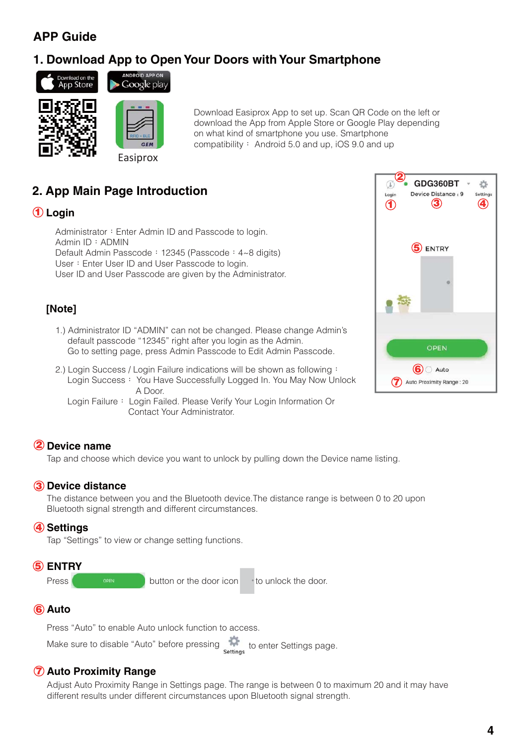# APP Guide

## 1. Download App to Open Your Doors with Your Smartphone

Download on the App Store

ANDROID APP ON Google play

Easiprox

Download Easiprox App to set up. Scan QR Code on the left or download the App from Apple Store or Google Play depending on what kind of smartphone you use. Smartphone compatibility： Android 5.0 and up, iOS 9.0 and up

## 2. App Main Page Introduction

### ① Login

Administrator：Enter Admin ID and Passcode to login.
Admin ID：ADMIN
Default Admin Passcode：12345 (Passcode：4~8 digits)
User：Enter User ID and User Passcode to login.
User ID and User Passcode are given by the Administrator.

**[Note]**

1.) Administrator ID “ADMIN” can not be changed. Please change Admin’s default passcode “12345” right after you login as the Admin. Go to setting page, press Admin Passcode to Edit Admin Passcode.

2.) Login Success / Login Failure indications will be shown as following：
Login Success： You Have Successfully Logged In. You May Now Unlock A Door.
Login Failure： Login Failed. Please Verify Your Login Information Or Contact Your Administrator.

### ② Device name

Tap and choose which device you want to unlock by pulling down the Device name listing.

### ③ Device distance

The distance between you and the Bluetooth device.The distance range is between 0 to 20 upon Bluetooth signal strength and different circumstances.

### ④ Settings

Tap “Settings” to view or change setting functions.

### ⑤ ENTRY

Press OPEN button or the door icon to unlock the door.

### ⑥ Auto

Press “Auto” to enable Auto unlock function to access.

Make sure to disable “Auto” before pressing Settings to enter Settings page.

### ⑦ Auto Proximity Range

Adjust Auto Proximity Range in Settings page. The range is between 0 to maximum 20 and it may have different results under different circumstances upon Bluetooth signal strength.

① Login ② GDG360BT ③ Device Distance : 9 ④ Settings

⑤ ENTRY

OPEN

⑥ Auto

⑦ Auto Proximity Range : 20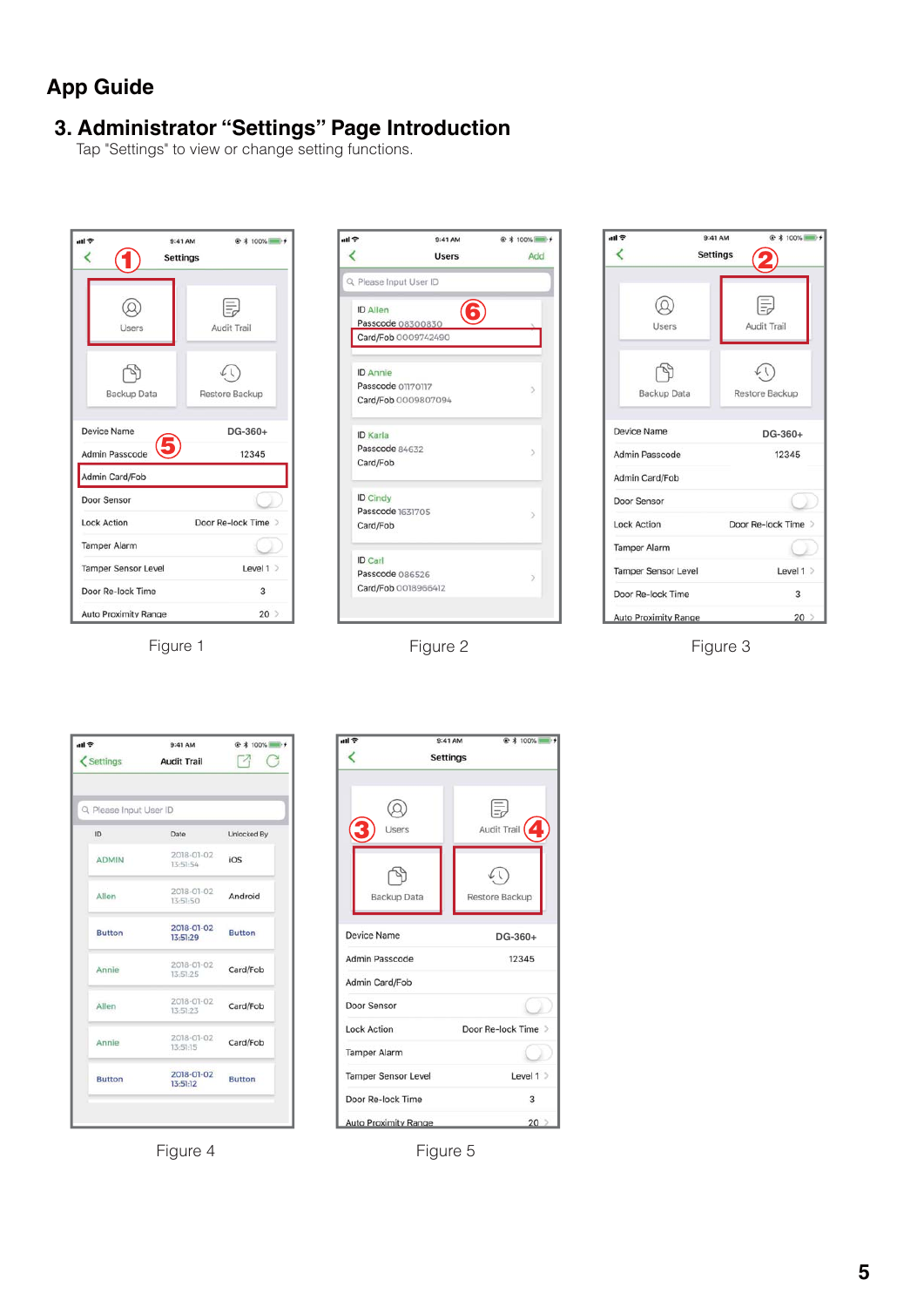# App Guide

## 3. Administrator "Settings" Page Introduction

Tap "Settings" to view or change setting functions.

Figure 1

Figure 2

Figure 3

Figure 4

Figure 5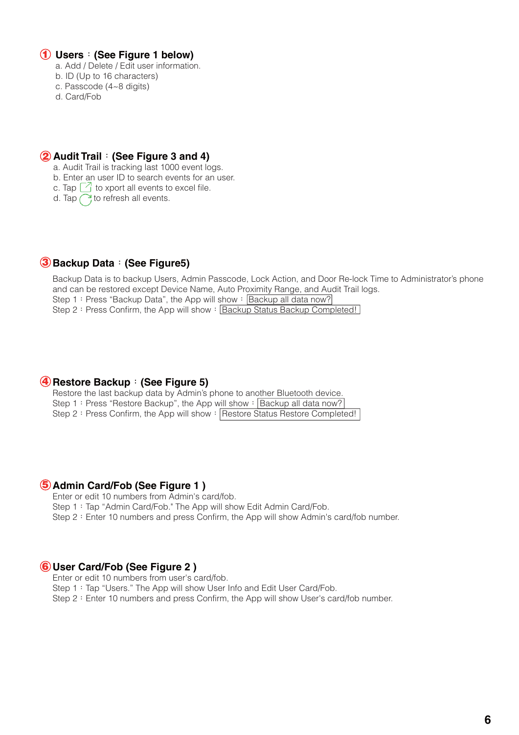## ① Users：(See Figure 1 below)

a. Add / Delete / Edit user information.
b. ID (Up to 16 characters)
c. Passcode (4~8 digits)
d. Card/Fob

## ② Audit Trail：(See Figure 3 and 4)

a. Audit Trail is tracking last 1000 event logs.
b. Enter an user ID to search events for an user.
c. Tap to xport all events to excel file.
d. Tap to refresh all events.

## ③ Backup Data：(See Figure5)

Backup Data is to backup Users, Admin Passcode, Lock Action, and Door Re-lock Time to Administrator's phone and can be restored except Device Name, Auto Proximity Range, and Audit Trail logs.
Step 1：Press "Backup Data", the App will show：Backup all data now?
Step 2：Press Confirm, the App will show：Backup Status Backup Completed!

## ④ Restore Backup：(See Figure 5)

Restore the last backup data by Admin's phone to another Bluetooth device.
Step 1：Press "Restore Backup", the App will show：Backup all data now?
Step 2：Press Confirm, the App will show：Restore Status Restore Completed!

## ⑤ Admin Card/Fob (See Figure 1 )

Enter or edit 10 numbers from Admin's card/fob.
Step 1：Tap "Admin Card/Fob." The App will show Edit Admin Card/Fob.
Step 2：Enter 10 numbers and press Confirm, the App will show Admin's card/fob number.

## ⑥ User Card/Fob (See Figure 2 )

Enter or edit 10 numbers from user's card/fob.
Step 1：Tap "Users." The App will show User Info and Edit User Card/Fob.
Step 2：Enter 10 numbers and press Confirm, the App will show User's card/fob number.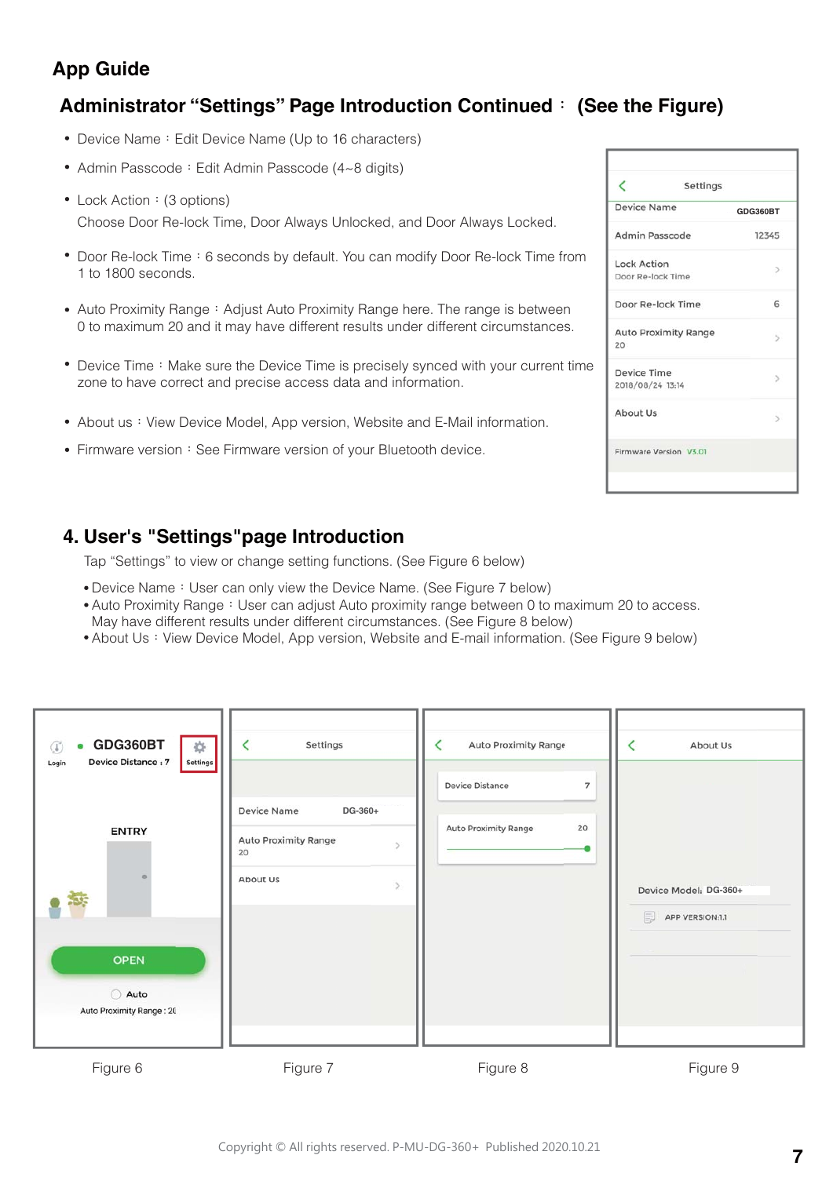# App Guide

## Administrator "Settings" Page Introduction Continued ︰ (See the Figure)

- Device Name︰Edit Device Name (Up to 16 characters)
- Admin Passcode︰Edit Admin Passcode (4~8 digits)
- Lock Action︰(3 options)
  Choose Door Re-lock Time, Door Always Unlocked, and Door Always Locked.
- Door Re-lock Time︰6 seconds by default. You can modify Door Re-lock Time from 1 to 1800 seconds.
- Auto Proximity Range︰Adjust Auto Proximity Range here. The range is between 0 to maximum 20 and it may have different results under different circumstances.
- Device Time︰Make sure the Device Time is precisely synced with your current time zone to have correct and precise access data and information.
- About us︰View Device Model, App version, Website and E-Mail information.
- Firmware version︰See Firmware version of your Bluetooth device.

Settings
Device Name GDG360BT
Admin Passcode 12345
Lock Action
Door Re-lock Time
Door Re-lock Time 6
Auto Proximity Range
20
Device Time
2018/08/24 13:14
About Us
Firmware Version V3.01

## 4. User's "Settings"page Introduction

Tap "Settings" to view or change setting functions. (See Figure 6 below)

- Device Name︰User can only view the Device Name. (See Figure 7 below)
- Auto Proximity Range︰User can adjust Auto proximity range between 0 to maximum 20 to access. May have different results under different circumstances. (See Figure 8 below)
- About Us︰View Device Model, App version, Website and E-mail information. (See Figure 9 below)

Login
GDG360BT
Device Distance : 7
Settings
ENTRY
OPEN
Auto
Auto Proximity Range : 20

Figure 6

Settings
Device Name DG-360+
Auto Proximity Range
20
About us

Figure 7

Auto Proximity Range
Device Distance 7
Auto Proximity Range 20

Figure 8

About Us
Device Model: DG-360+
APP VERSION:1.1

Figure 9

Copyright © All rights reserved. P-MU-DG-360+ Published 2020.10.21